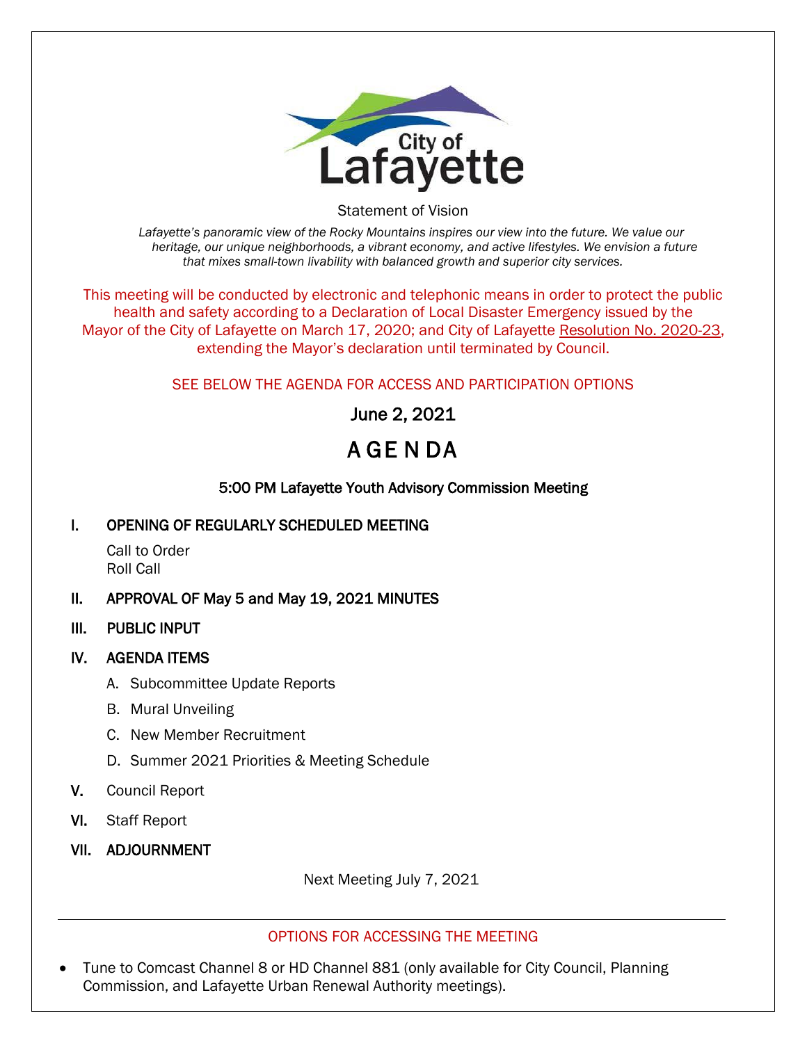City of Lafayette

Statement of Vision

*Lafayette's panoramic view of the Rocky Mountains inspires our view into the future. We value our heritage, our unique neighborhoods, a vibrant economy, and active lifestyles. We envision a future that mixes small-town livability with balanced growth and superior city services.*

This meeting will be conducted by electronic and telephonic means in order to protect the public health and safety according to a Declaration of Local Disaster Emergency issued by the Mayor of the City of Lafayette on March 17, 2020; and City of Lafayette Resolution No. 2020-23, extending the Mayor's declaration until terminated by Council.

SEE BELOW THE AGENDA FOR ACCESS AND PARTICIPATION OPTIONS

June 2, 2021

# AGENDA

**5:00 PM Lafayette Youth Advisory Commission Meeting**

**I. OPENING OF REGULARLY SCHEDULED MEETING**

Call to Order
Roll Call

**II. APPROVAL OF May 5 and May 19, 2021 MINUTES**

**III. PUBLIC INPUT**

**IV. AGENDA ITEMS**

A. Subcommittee Update Reports

B. Mural Unveiling

C. New Member Recruitment

D. Summer 2021 Priorities & Meeting Schedule

**V.** Council Report

**VI.** Staff Report

**VII. ADJOURNMENT**

Next Meeting July 7, 2021

---

OPTIONS FOR ACCESSING THE MEETING

- Tune to Comcast Channel 8 or HD Channel 881 (only available for City Council, Planning Commission, and Lafayette Urban Renewal Authority meetings).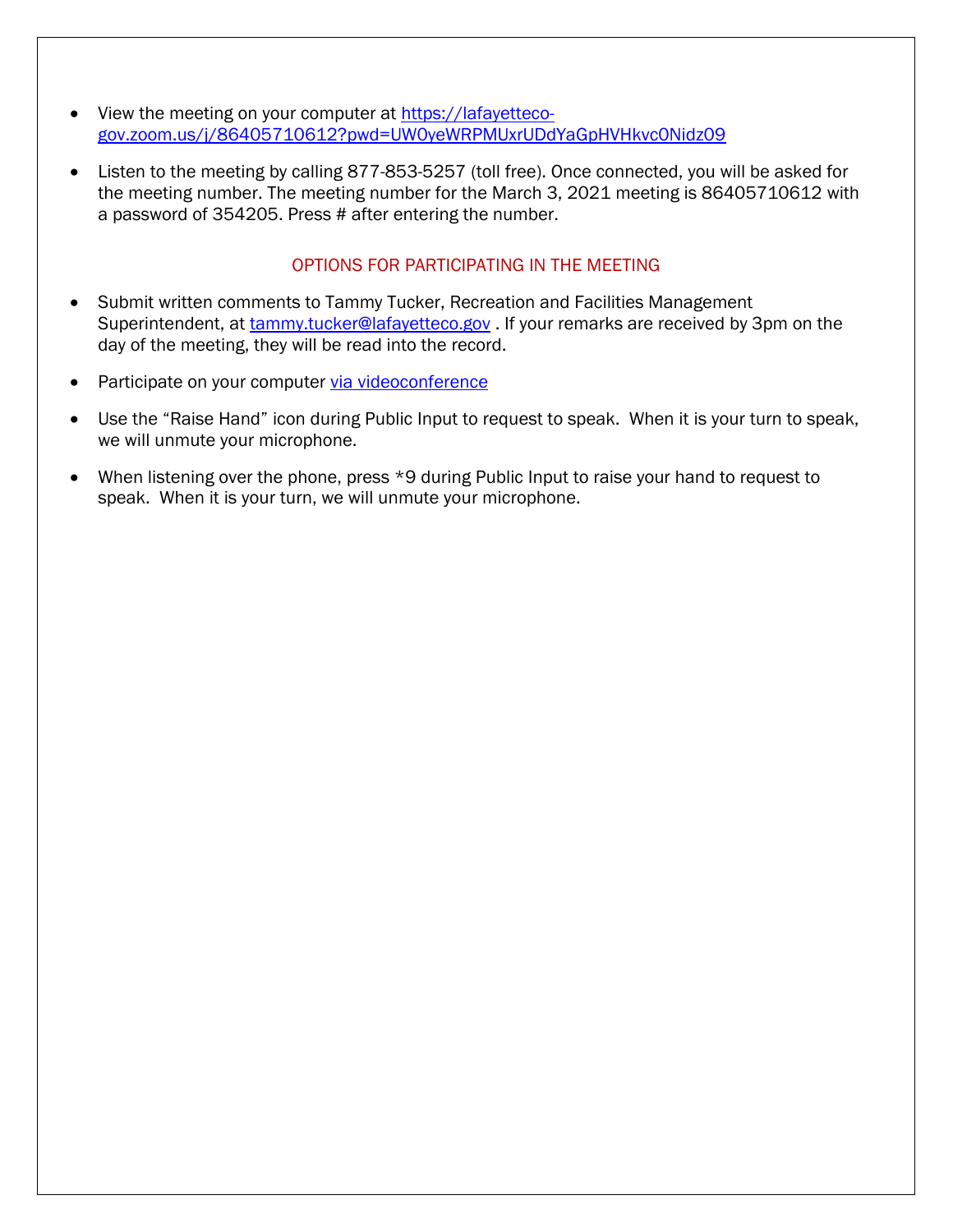- View the meeting on your computer at [https://lafayetteco-gov.zoom.us/j/86405710612?pwd=UW0yeWRPMUxrUDdYaGpHVHkvc0Nidz09](https://lafayetteco-gov.zoom.us/j/86405710612?pwd=UW0yeWRPMUxrUDdYaGpHVHkvc0Nidz09)

- Listen to the meeting by calling 877-853-5257 (toll free). Once connected, you will be asked for the meeting number. The meeting number for the March 3, 2021 meeting is 86405710612 with a password of 354205. Press # after entering the number.

OPTIONS FOR PARTICIPATING IN THE MEETING

- Submit written comments to Tammy Tucker, Recreation and Facilities Management Superintendent, at tammy.tucker@lafayetteco.gov . If your remarks are received by 3pm on the day of the meeting, they will be read into the record.

- Participate on your computer via videoconference

- Use the “Raise Hand” icon during Public Input to request to speak. When it is your turn to speak, we will unmute your microphone.

- When listening over the phone, press *9 during Public Input to raise your hand to request to speak. When it is your turn, we will unmute your microphone.